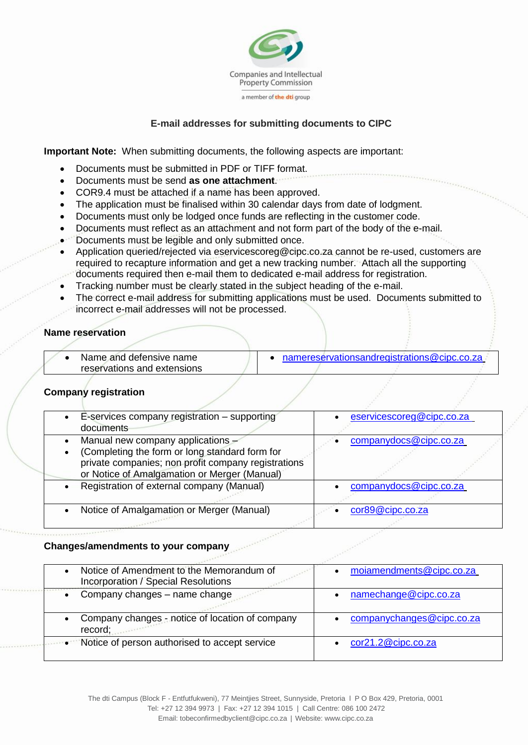Companies and Intellectual Property Commission

a member of the dti group

## E-mail addresses for submitting documents to CIPC

**Important Note:** When submitting documents, the following aspects are important:

- Documents must be submitted in PDF or TIFF format.
- Documents must be send **as one attachment**.
- COR9.4 must be attached if a name has been approved.
- The application must be finalised within 30 calendar days from date of lodgment.
- Documents must only be lodged once funds are reflecting in the customer code.
- Documents must reflect as an attachment and not form part of the body of the e-mail.
- Documents must be legible and only submitted once.
- Application queried/rejected via eservicescoreg@cipc.co.za cannot be re-used, customers are required to recapture information and get a new tracking number. Attach all the supporting documents required then e-mail them to dedicated e-mail address for registration.
- Tracking number must be clearly stated in the subject heading of the e-mail.
- The correct e-mail address for submitting applications must be used. Documents submitted to incorrect e-mail addresses will not be processed.

### Name reservation

| | |
|---|---|
| • Name and defensive name reservations and extensions | • namereservationsandregistrations@cipc.co.za |

### Company registration

| | |
|---|---|
| • E-services company registration – supporting documents | • eservicescoreg@cipc.co.za |
| • Manual new company applications – <br>• (Completing the form or long standard form for private companies; non profit company registrations or Notice of Amalgamation or Merger (Manual) | • companydocs@cipc.co.za |
| • Registration of external company (Manual) | • companydocs@cipc.co.za |
| • Notice of Amalgamation or Merger (Manual) | • cor89@cipc.co.za |

### Changes/amendments to your company

| | |
|---|---|
| • Notice of Amendment to the Memorandum of Incorporation / Special Resolutions | • moiamendments@cipc.co.za |
| • Company changes – name change | • namechange@cipc.co.za |
| • Company changes - notice of location of company record; | • companychanges@cipc.co.za |
| • Notice of person authorised to accept service | • cor21.2@cipc.co.za |

The dti Campus (Block F - Entfutfukweni), 77 Meintjies Street, Sunnyside, Pretoria I P O Box 429, Pretoria, 0001
Tel: +27 12 394 9973 | Fax: +27 12 394 1015 | Call Centre: 086 100 2472
Email: tobeconfirmedbyclient@cipc.co.za | Website: www.cipc.co.za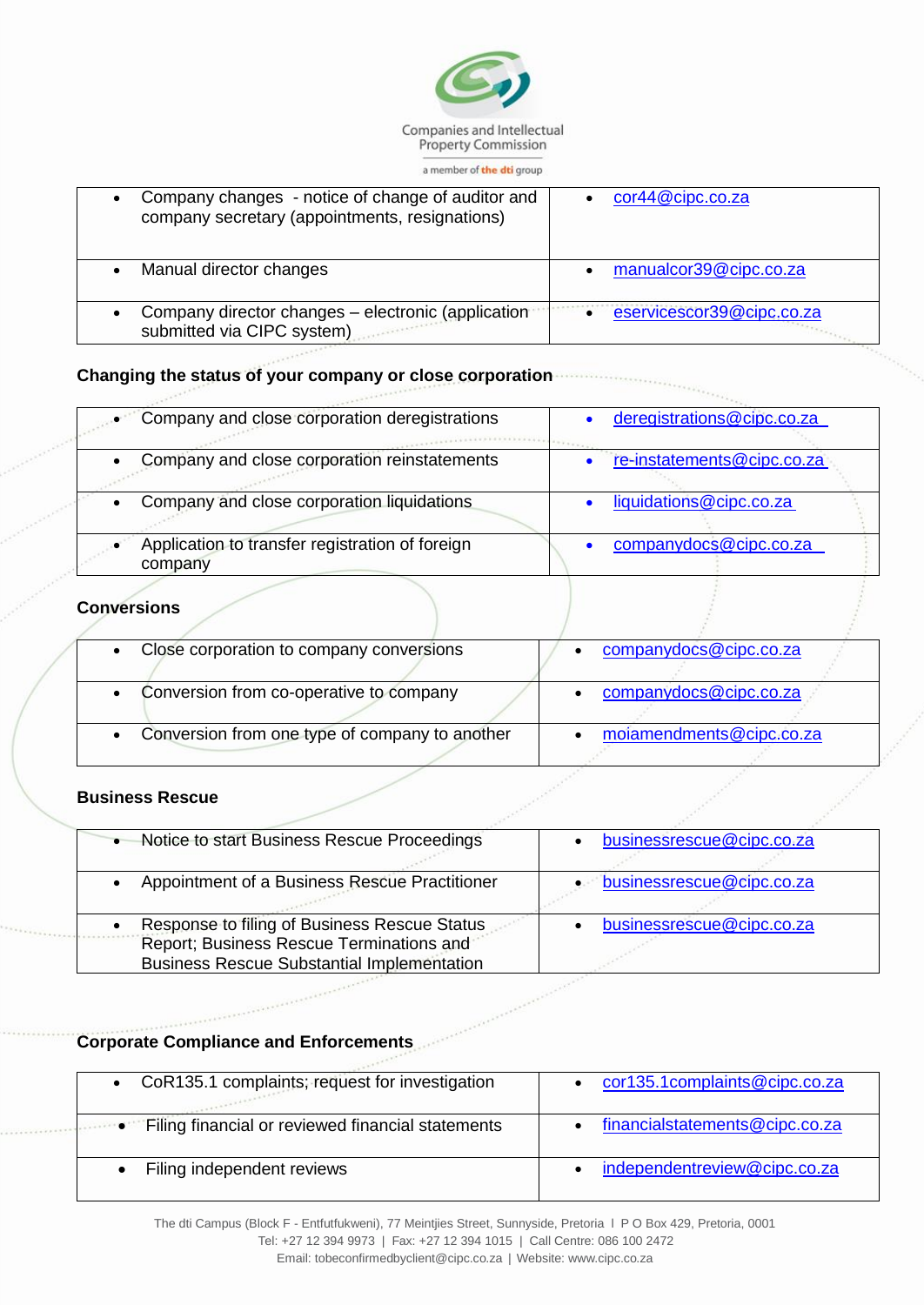| Service | Email |
|---|---|
| Company changes - notice of change of auditor and company secretary (appointments, resignations) | cor44@cipc.co.za |
| Manual director changes | manualcor39@cipc.co.za |
| Company director changes – electronic (application submitted via CIPC system) | eservicescor39@cipc.co.za |

### Changing the status of your company or close corporation

| Service | Email |
|---|---|
| Company and close corporation deregistrations | deregistrations@cipc.co.za |
| Company and close corporation reinstatements | re-instatements@cipc.co.za |
| Company and close corporation liquidations | liquidations@cipc.co.za |
| Application to transfer registration of foreign company | companydocs@cipc.co.za |

### Conversions

| Service | Email |
|---|---|
| Close corporation to company conversions | companydocs@cipc.co.za |
| Conversion from co-operative to company | companydocs@cipc.co.za |
| Conversion from one type of company to another | moiamendments@cipc.co.za |

### Business Rescue

| Service | Email |
|---|---|
| Notice to start Business Rescue Proceedings | businessrescue@cipc.co.za |
| Appointment of a Business Rescue Practitioner | businessrescue@cipc.co.za |
| Response to filing of Business Rescue Status Report; Business Rescue Terminations and Business Rescue Substantial Implementation | businessrescue@cipc.co.za |

### Corporate Compliance and Enforcements

| Service | Email |
|---|---|
| CoR135.1 complaints; request for investigation | cor135.1complaints@cipc.co.za |
| Filing financial or reviewed financial statements | financialstatements@cipc.co.za |
| Filing independent reviews | independentreview@cipc.co.za |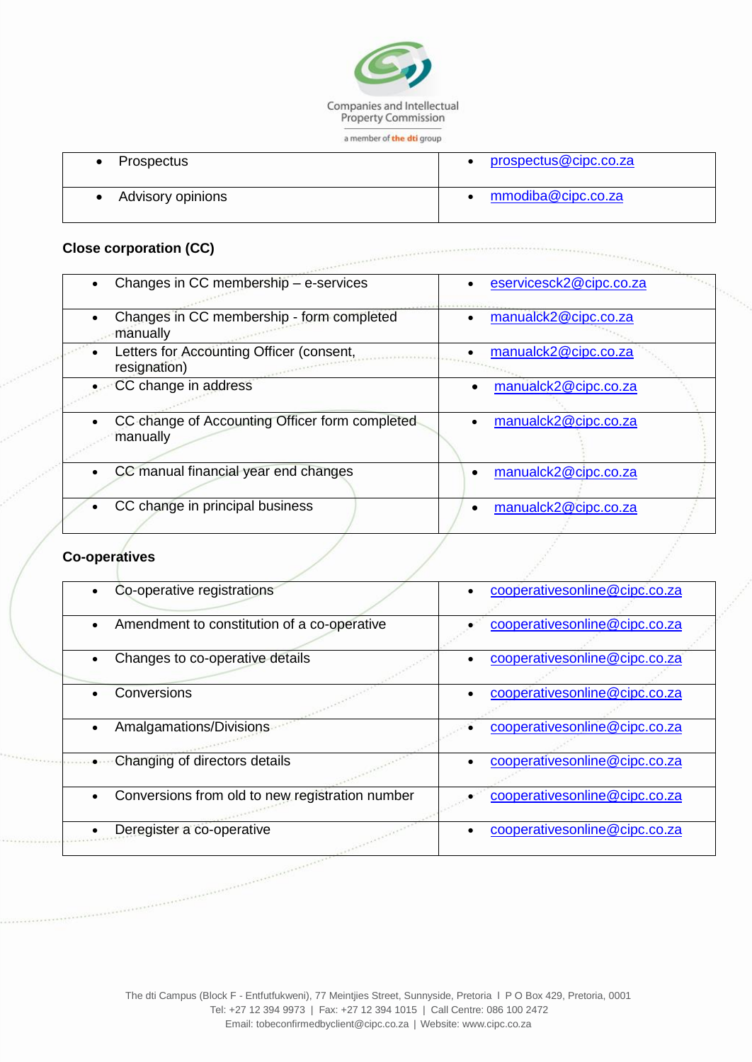| | |
|---|---|
| • Prospectus | • prospectus@cipc.co.za |
| • Advisory opinions | • mmodiba@cipc.co.za |

**Close corporation (CC)**

| | |
|---|---|
| • Changes in CC membership – e-services | • eservicesck2@cipc.co.za |
| • Changes in CC membership - form completed manually | • manualck2@cipc.co.za |
| • Letters for Accounting Officer (consent, resignation) | • manualck2@cipc.co.za |
| • CC change in address | • manualck2@cipc.co.za |
| • CC change of Accounting Officer form completed manually | • manualck2@cipc.co.za |
| • CC manual financial year end changes | • manualck2@cipc.co.za |
| • CC change in principal business | • manualck2@cipc.co.za |

**Co-operatives**

| | |
|---|---|
| • Co-operative registrations | • cooperativesonline@cipc.co.za |
| • Amendment to constitution of a co-operative | • cooperativesonline@cipc.co.za |
| • Changes to co-operative details | • cooperativesonline@cipc.co.za |
| • Conversions | • cooperativesonline@cipc.co.za |
| • Amalgamations/Divisions | • cooperativesonline@cipc.co.za |
| • Changing of directors details | • cooperativesonline@cipc.co.za |
| • Conversions from old to new registration number | • cooperativesonline@cipc.co.za |
| • Deregister a co-operative | • cooperativesonline@cipc.co.za |